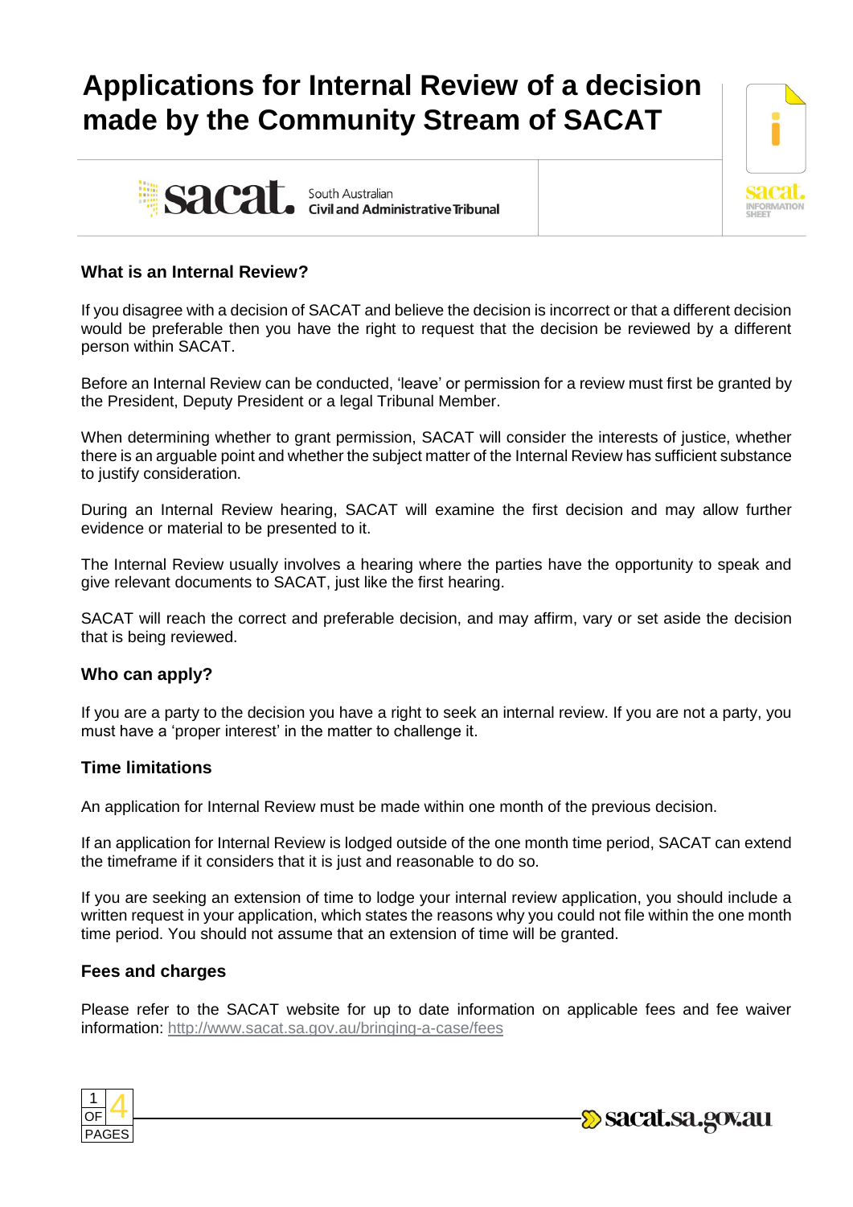# Applications for Internal Review of a decision made by the Community Stream of SACAT

sacat. South Australian Civil and Administrative Tribunal

## What is an Internal Review?

If you disagree with a decision of SACAT and believe the decision is incorrect or that a different decision would be preferable then you have the right to request that the decision be reviewed by a different person within SACAT.

Before an Internal Review can be conducted, 'leave' or permission for a review must first be granted by the President, Deputy President or a legal Tribunal Member.

When determining whether to grant permission, SACAT will consider the interests of justice, whether there is an arguable point and whether the subject matter of the Internal Review has sufficient substance to justify consideration.

During an Internal Review hearing, SACAT will examine the first decision and may allow further evidence or material to be presented to it.

The Internal Review usually involves a hearing where the parties have the opportunity to speak and give relevant documents to SACAT, just like the first hearing.

SACAT will reach the correct and preferable decision, and may affirm, vary or set aside the decision that is being reviewed.

## Who can apply?

If you are a party to the decision you have a right to seek an internal review. If you are not a party, you must have a 'proper interest' in the matter to challenge it.

## Time limitations

An application for Internal Review must be made within one month of the previous decision.

If an application for Internal Review is lodged outside of the one month time period, SACAT can extend the timeframe if it considers that it is just and reasonable to do so.

If you are seeking an extension of time to lodge your internal review application, you should include a written request in your application, which states the reasons why you could not file within the one month time period. You should not assume that an extension of time will be granted.

## Fees and charges

Please refer to the SACAT website for up to date information on applicable fees and fee waiver information: http://www.sacat.sa.gov.au/bringing-a-case/fees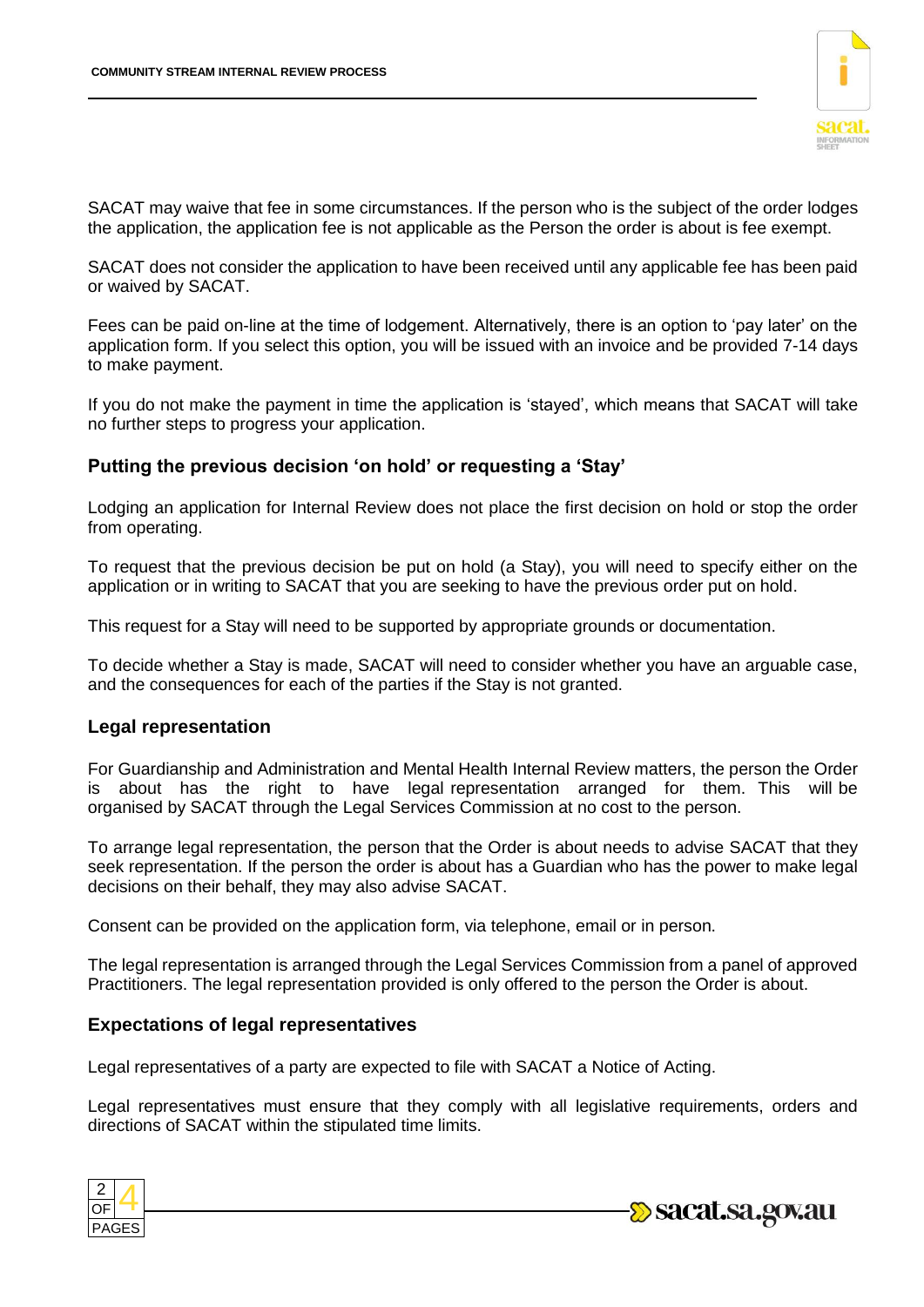SACAT may waive that fee in some circumstances. If the person who is the subject of the order lodges the application, the application fee is not applicable as the Person the order is about is fee exempt.

SACAT does not consider the application to have been received until any applicable fee has been paid or waived by SACAT.

Fees can be paid on-line at the time of lodgement. Alternatively, there is an option to 'pay later' on the application form. If you select this option, you will be issued with an invoice and be provided 7-14 days to make payment.

If you do not make the payment in time the application is 'stayed', which means that SACAT will take no further steps to progress your application.

### Putting the previous decision 'on hold' or requesting a 'Stay'

Lodging an application for Internal Review does not place the first decision on hold or stop the order from operating.

To request that the previous decision be put on hold (a Stay), you will need to specify either on the application or in writing to SACAT that you are seeking to have the previous order put on hold.

This request for a Stay will need to be supported by appropriate grounds or documentation.

To decide whether a Stay is made, SACAT will need to consider whether you have an arguable case, and the consequences for each of the parties if the Stay is not granted.

### Legal representation

For Guardianship and Administration and Mental Health Internal Review matters, the person the Order is about has the right to have legal representation arranged for them. This will be organised by SACAT through the Legal Services Commission at no cost to the person.

To arrange legal representation, the person that the Order is about needs to advise SACAT that they seek representation. If the person the order is about has a Guardian who has the power to make legal decisions on their behalf, they may also advise SACAT.

Consent can be provided on the application form, via telephone, email or in person.

The legal representation is arranged through the Legal Services Commission from a panel of approved Practitioners. The legal representation provided is only offered to the person the Order is about.

### Expectations of legal representatives

Legal representatives of a party are expected to file with SACAT a Notice of Acting.

Legal representatives must ensure that they comply with all legislative requirements, orders and directions of SACAT within the stipulated time limits.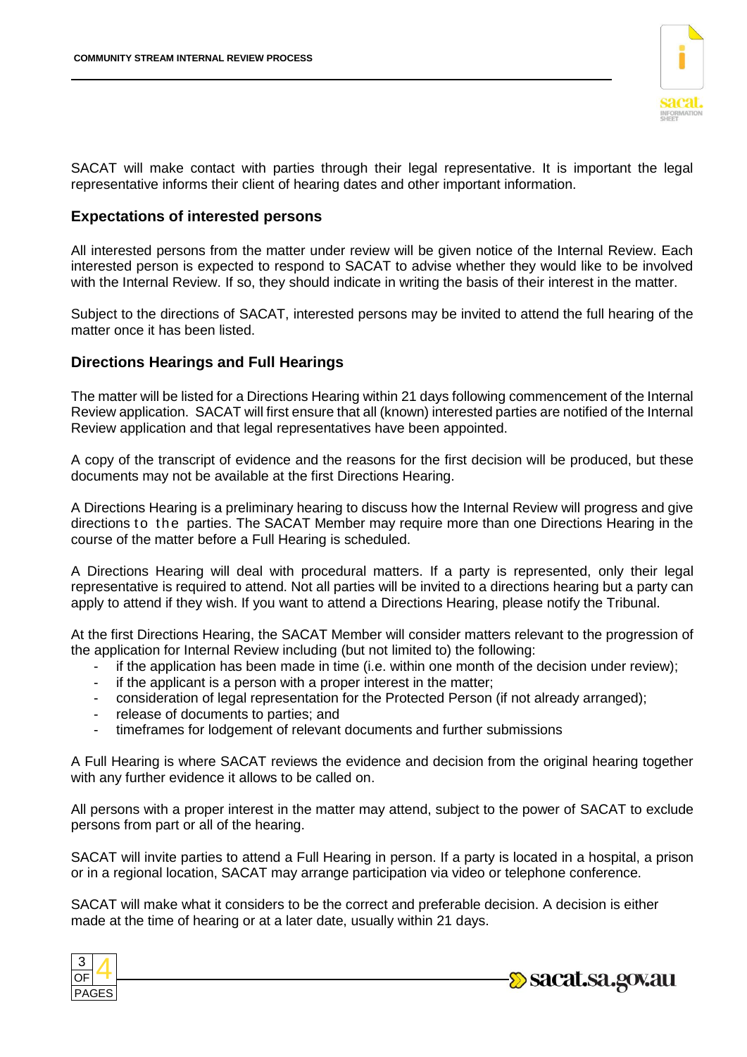SACAT will make contact with parties through their legal representative. It is important the legal representative informs their client of hearing dates and other important information.

## Expectations of interested persons

All interested persons from the matter under review will be given notice of the Internal Review. Each interested person is expected to respond to SACAT to advise whether they would like to be involved with the Internal Review. If so, they should indicate in writing the basis of their interest in the matter.

Subject to the directions of SACAT, interested persons may be invited to attend the full hearing of the matter once it has been listed.

## Directions Hearings and Full Hearings

The matter will be listed for a Directions Hearing within 21 days following commencement of the Internal Review application. SACAT will first ensure that all (known) interested parties are notified of the Internal Review application and that legal representatives have been appointed.

A copy of the transcript of evidence and the reasons for the first decision will be produced, but these documents may not be available at the first Directions Hearing.

A Directions Hearing is a preliminary hearing to discuss how the Internal Review will progress and give directions to the parties. The SACAT Member may require more than one Directions Hearing in the course of the matter before a Full Hearing is scheduled.

A Directions Hearing will deal with procedural matters. If a party is represented, only their legal representative is required to attend. Not all parties will be invited to a directions hearing but a party can apply to attend if they wish. If you want to attend a Directions Hearing, please notify the Tribunal.

At the first Directions Hearing, the SACAT Member will consider matters relevant to the progression of the application for Internal Review including (but not limited to) the following:

- if the application has been made in time (i.e. within one month of the decision under review);
- if the applicant is a person with a proper interest in the matter;
- consideration of legal representation for the Protected Person (if not already arranged);
- release of documents to parties; and
- timeframes for lodgement of relevant documents and further submissions

A Full Hearing is where SACAT reviews the evidence and decision from the original hearing together with any further evidence it allows to be called on.

All persons with a proper interest in the matter may attend, subject to the power of SACAT to exclude persons from part or all of the hearing.

SACAT will invite parties to attend a Full Hearing in person. If a party is located in a hospital, a prison or in a regional location, SACAT may arrange participation via video or telephone conference.

SACAT will make what it considers to be the correct and preferable decision. A decision is either made at the time of hearing or at a later date, usually within 21 days.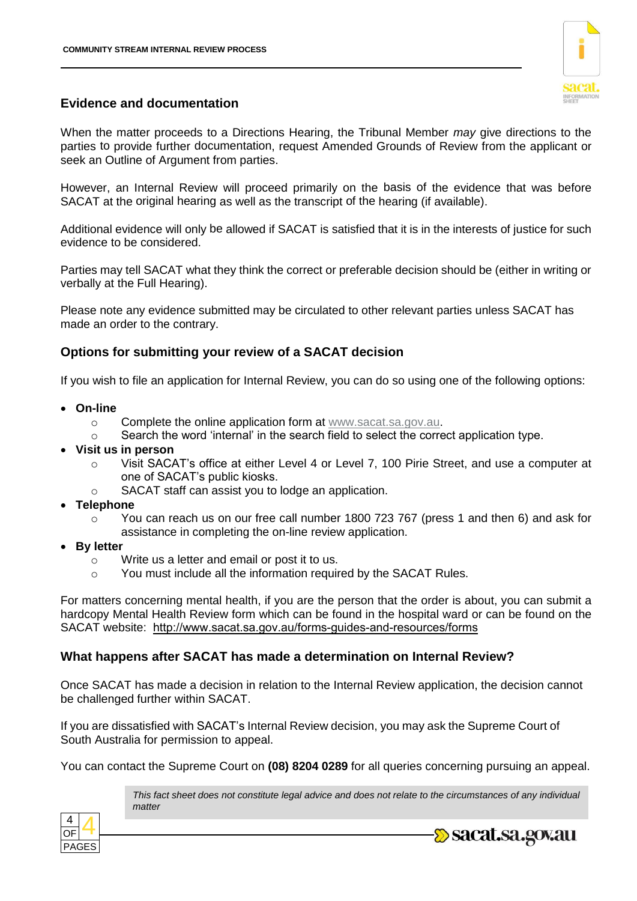## Evidence and documentation

When the matter proceeds to a Directions Hearing, the Tribunal Member *may* give directions to the parties to provide further documentation, request Amended Grounds of Review from the applicant or seek an Outline of Argument from parties.

However, an Internal Review will proceed primarily on the basis of the evidence that was before SACAT at the original hearing as well as the transcript of the hearing (if available).

Additional evidence will only be allowed if SACAT is satisfied that it is in the interests of justice for such evidence to be considered.

Parties may tell SACAT what they think the correct or preferable decision should be (either in writing or verbally at the Full Hearing).

Please note any evidence submitted may be circulated to other relevant parties unless SACAT has made an order to the contrary.

## Options for submitting your review of a SACAT decision

If you wish to file an application for Internal Review, you can do so using one of the following options:

- **On-line**
  - Complete the online application form at www.sacat.sa.gov.au.
  - Search the word 'internal' in the search field to select the correct application type.
- **Visit us in person**
  - Visit SACAT's office at either Level 4 or Level 7, 100 Pirie Street, and use a computer at one of SACAT's public kiosks.
  - SACAT staff can assist you to lodge an application.
- **Telephone**
  - You can reach us on our free call number 1800 723 767 (press 1 and then 6) and ask for assistance in completing the on-line review application.
- **By letter**
  - Write us a letter and email or post it to us.
  - You must include all the information required by the SACAT Rules.

For matters concerning mental health, if you are the person that the order is about, you can submit a hardcopy Mental Health Review form which can be found in the hospital ward or can be found on the SACAT website: http://www.sacat.sa.gov.au/forms-guides-and-resources/forms

## What happens after SACAT has made a determination on Internal Review?

Once SACAT has made a decision in relation to the Internal Review application, the decision cannot be challenged further within SACAT.

If you are dissatisfied with SACAT's Internal Review decision, you may ask the Supreme Court of South Australia for permission to appeal.

You can contact the Supreme Court on **(08) 8204 0289** for all queries concerning pursuing an appeal.

*This fact sheet does not constitute legal advice and does not relate to the circumstances of any individual matter*